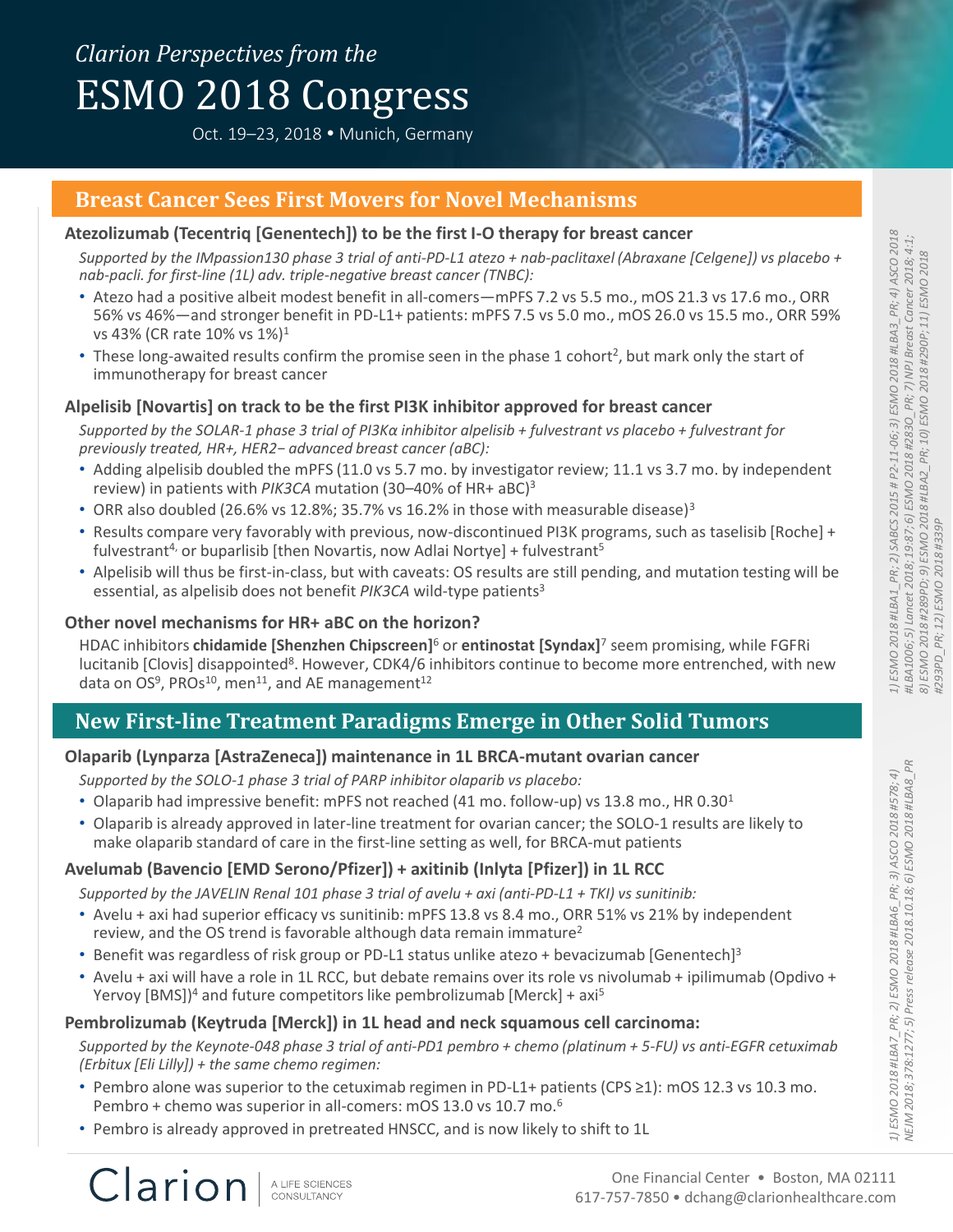# *Clarion Perspectives from the* ESMO 2018 Congress

Oct. 19–23, 2018 • Munich, Germany

## Breast Cancer Sees First Movers for Novel Mechanisms

### Atezolizumab (Tecentriq [Genentech]) to be the first I-O therapy for breast cancer

*Supported by the IMpassion130 phase 3 trial of anti-PD-L1 atezo + nab-paclitaxel (Abraxane [Celgene]) vs placebo + nab-pacli. for first-line (1L) adv. triple-negative breast cancer (TNBC):*

- Atezo had a positive albeit modest benefit in all-comers—mPFS 7.2 vs 5.5 mo., mOS 21.3 vs 17.6 mo., ORR 56% vs 46%—and stronger benefit in PD-L1+ patients: mPFS 7.5 vs 5.0 mo., mOS 26.0 vs 15.5 mo., ORR 59% vs 43% (CR rate 10% vs 1%)[1]
- These long-awaited results confirm the promise seen in the phase 1 cohort[2], but mark only the start of immunotherapy for breast cancer

### Alpelisib [Novartis] on track to be the first PI3K inhibitor approved for breast cancer

*Supported by the SOLAR-1 phase 3 trial of PI3Kα inhibitor alpelisib + fulvestrant vs placebo + fulvestrant for previously treated, HR+, HER2− advanced breast cancer (aBC):*

- Adding alpelisib doubled the mPFS (11.0 vs 5.7 mo. by investigator review; 11.1 vs 3.7 mo. by independent review) in patients with *PIK3CA* mutation (30–40% of HR+ aBC)[3]
- ORR also doubled (26.6% vs 12.8%; 35.7% vs 16.2% in those with measurable disease)[3]
- Results compare very favorably with previous, now-discontinued PI3K programs, such as taselisib [Roche] + fulvestrant[4], or buparlisib [then Novartis, now Adlai Nortye] + fulvestrant[5]
- Alpelisib will thus be first-in-class, but with caveats: OS results are still pending, and mutation testing will be essential, as alpelisib does not benefit *PIK3CA* wild-type patients[3]

### Other novel mechanisms for HR+ aBC on the horizon?

HDAC inhibitors **chidamide [Shenzhen Chipscreen]**[6] or **entinostat [Syndax]**[7] seem promising, while FGFRi lucitanib [Clovis] disappointed[8]. However, CDK4/6 inhibitors continue to become more entrenched, with new data on OS[9], PROs[10], men[11], and AE management[12]

*1) ESMO 2018 #LBA1_PR; 2) SABCS 2015 # P2-11-06; 3) ESMO 2018 #LBA3_PR; 4) ASCO 2018 #LBA1006; 5) Lancet 2018;19:87; 6) ESMO 2018 #283O_PR; 7) NPJ Breast Cancer 2018; 4:1; 8) ESMO 2018 #289PD; 9) ESMO 2018 #LBA2_PR; 10) ESMO 2018 #290P; 11) ESMO 2018 #293PD_PR; 12) ESMO 2018 #339P*

## New First-line Treatment Paradigms Emerge in Other Solid Tumors

### Olaparib (Lynparza [AstraZeneca]) maintenance in 1L BRCA-mutant ovarian cancer

*Supported by the SOLO-1 phase 3 trial of PARP inhibitor olaparib vs placebo:*

- Olaparib had impressive benefit: mPFS not reached (41 mo. follow-up) vs 13.8 mo., HR 0.30[1]
- Olaparib is already approved in later-line treatment for ovarian cancer; the SOLO-1 results are likely to make olaparib standard of care in the first-line setting as well, for BRCA-mut patients

### Avelumab (Bavencio [EMD Serono/Pfizer]) + axitinib (Inlyta [Pfizer]) in 1L RCC

*Supported by the JAVELIN Renal 101 phase 3 trial of avelu + axi (anti-PD-L1 + TKI) vs sunitinib:*

- Avelu + axi had superior efficacy vs sunitinib: mPFS 13.8 vs 8.4 mo., ORR 51% vs 21% by independent review, and the OS trend is favorable although data remain immature[2]
- Benefit was regardless of risk group or PD-L1 status unlike atezo + bevacizumab [Genentech][3]
- Avelu + axi will have a role in 1L RCC, but debate remains over its role vs nivolumab + ipilimumab (Opdivo + Yervoy [BMS])[4] and future competitors like pembrolizumab [Merck] + axi[5]

### Pembrolizumab (Keytruda [Merck]) in 1L head and neck squamous cell carcinoma:

*Supported by the Keynote-048 phase 3 trial of anti-PD1 pembro + chemo (platinum + 5-FU) vs anti-EGFR cetuximab (Erbitux [Eli Lilly]) + the same chemo regimen:*

- Pembro alone was superior to the cetuximab regimen in PD-L1+ patients (CPS ≥1): mOS 12.3 vs 10.3 mo. Pembro + chemo was superior in all-comers: mOS 13.0 vs 10.7 mo.[6]
- Pembro is already approved in pretreated HNSCC, and is now likely to shift to 1L

*1) ESMO 2018 #LBA7_PR; 2) ESMO 2018 #LBA6_PR; 3) ASCO 2018 #578; 4) NEJM 2018;378:1277; 5) Press release 2018.10.18; 6) ESMO 2018 #LBA8_PR*

Clarion | A LIFE SCIENCES CONSULTANCY

One Financial Center • Boston, MA 02111
617-757-7850 • dchang@clarionhealthcare.com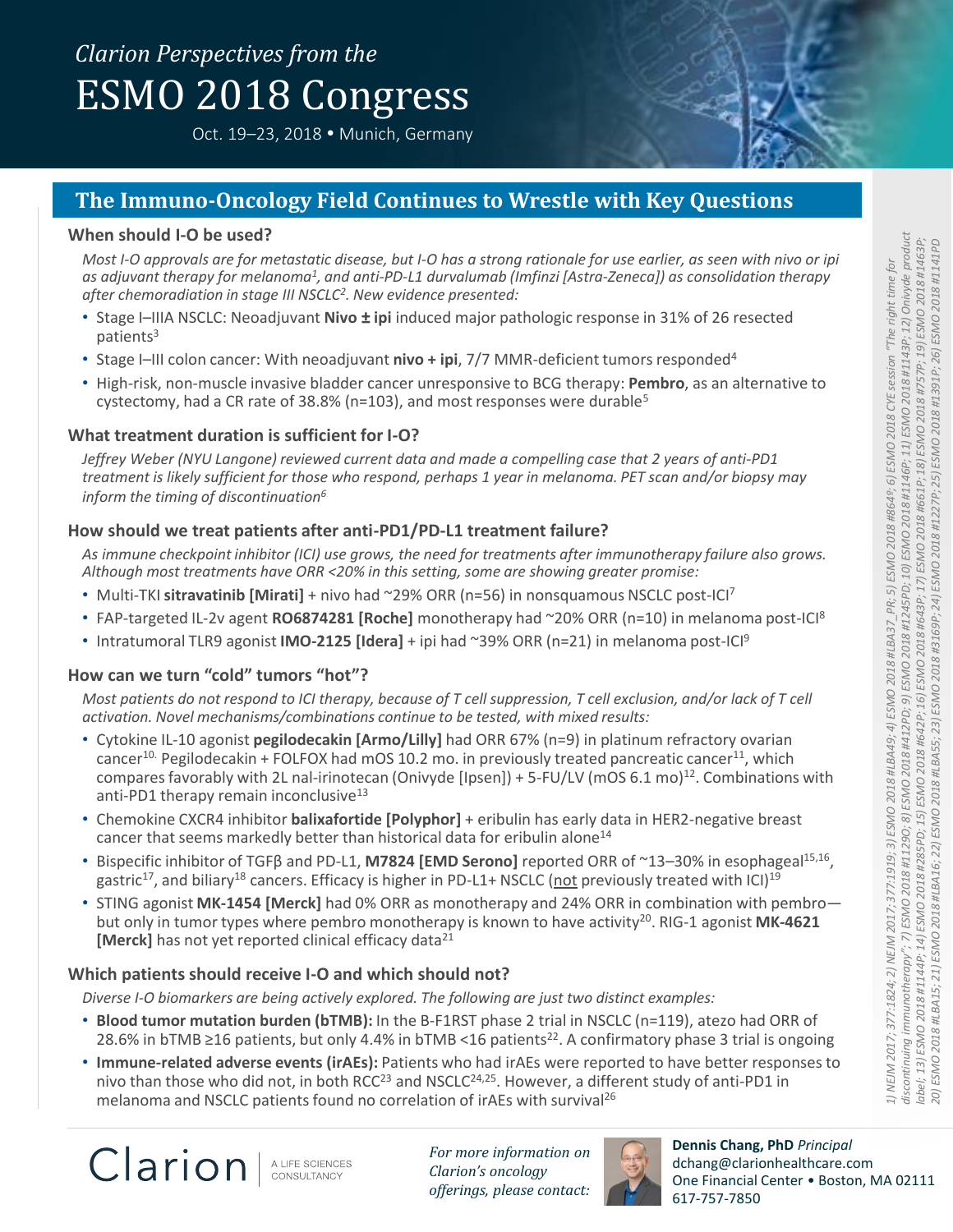# Clarion Perspectives from the ESMO 2018 Congress

Oct. 19–23, 2018 • Munich, Germany

## The Immuno-Oncology Field Continues to Wrestle with Key Questions

### When should I-O be used?

*Most I-O approvals are for metastatic disease, but I-O has a strong rationale for use earlier, as seen with nivo or ipi as adjuvant therapy for melanoma[1], and anti-PD-L1 durvalumab (Imfinzi [Astra-Zeneca]) as consolidation therapy after chemoradiation in stage III NSCLC[2]. New evidence presented:*

- Stage I–IIIA NSCLC: Neoadjuvant **Nivo ± ipi** induced major pathologic response in 31% of 26 resected patients[3]
- Stage I–III colon cancer: With neoadjuvant **nivo + ipi**, 7/7 MMR-deficient tumors responded[4]
- High-risk, non-muscle invasive bladder cancer unresponsive to BCG therapy: **Pembro**, as an alternative to cystectomy, had a CR rate of 38.8% (n=103), and most responses were durable[5]

### What treatment duration is sufficient for I-O?

*Jeffrey Weber (NYU Langone) reviewed current data and made a compelling case that 2 years of anti-PD1 treatment is likely sufficient for those who respond, perhaps 1 year in melanoma. PET scan and/or biopsy may inform the timing of discontinuation[6]*

### How should we treat patients after anti-PD1/PD-L1 treatment failure?

*As immune checkpoint inhibitor (ICI) use grows, the need for treatments after immunotherapy failure also grows. Although most treatments have ORR <20% in this setting, some are showing greater promise:*

- Multi-TKI **sitravatinib [Mirati]** + nivo had ~29% ORR (n=56) in nonsquamous NSCLC post-ICI[7]
- FAP-targeted IL-2v agent **RO6874281 [Roche]** monotherapy had ~20% ORR (n=10) in melanoma post-ICI[8]
- Intratumoral TLR9 agonist **IMO-2125 [Idera]** + ipi had ~39% ORR (n=21) in melanoma post-ICI[9]

### How can we turn "cold" tumors "hot"?

*Most patients do not respond to ICI therapy, because of T cell suppression, T cell exclusion, and/or lack of T cell activation. Novel mechanisms/combinations continue to be tested, with mixed results:*

- Cytokine IL-10 agonist **pegilodecakin [Armo/Lilly]** had ORR 67% (n=9) in platinum refractory ovarian cancer[10]. Pegilodecakin + FOLFOX had mOS 10.2 mo. in previously treated pancreatic cancer[11], which compares favorably with 2L nal-irinotecan (Onivyde [Ipsen]) + 5-FU/LV (mOS 6.1 mo)[12]. Combinations with anti-PD1 therapy remain inconclusive[13]
- Chemokine CXCR4 inhibitor **balixafortide [Polyphor]** + eribulin has early data in HER2-negative breast cancer that seems markedly better than historical data for eribulin alone[14]
- Bispecific inhibitor of TGFβ and PD-L1, **M7824 [EMD Serono]** reported ORR of ~13–30% in esophageal[15,16], gastric[17], and biliary[18] cancers. Efficacy is higher in PD-L1+ NSCLC (not previously treated with ICI)[19]
- STING agonist **MK-1454 [Merck]** had 0% ORR as monotherapy and 24% ORR in combination with pembro—but only in tumor types where pembro monotherapy is known to have activity[20]. RIG-1 agonist **MK-4621 [Merck]** has not yet reported clinical efficacy data[21]

### Which patients should receive I-O and which should not?

*Diverse I-O biomarkers are being actively explored. The following are just two distinct examples:*

- **Blood tumor mutation burden (bTMB):** In the B-F1RST phase 2 trial in NSCLC (n=119), atezo had ORR of 28.6% in bTMB ≥16 patients, but only 4.4% in bTMB <16 patients[22]. A confirmatory phase 3 trial is ongoing
- **Immune-related adverse events (irAEs):** Patients who had irAEs were reported to have better responses to nivo than those who did not, in both RCC[23] and NSCLC[24,25]. However, a different study of anti-PD1 in melanoma and NSCLC patients found no correlation of irAEs with survival[26]

*1) NEJM 2017; 377:1824; 2) NEJM 2017; 377:1919; 3) ESMO 2018 #LBA49; 4) ESMO 2018 #LBA37_PR; 5) ESMO 2018 #864; 6) ESMO 2018 CYE session "The right time for discontinuing immunotherapy"; 7) ESMO 2018 #1129O; 8) ESMO 2018 #1245PD; 9) ESMO 2018 #1245PD; 10) ESMO 2018 #1146P; 11) ESMO 2018 #1143P; 12) Onivyde product label; 13) ESMO 2018 #1144P; 14) ESMO 2018 #285PD; 15) ESMO 2018 #642P; 16) ESMO 2018 #643P; 17) ESMO 2018 #661P; 18) ESMO 2018 #757P; 19) ESMO 2018 #1463P; 20) ESMO 2018 #LBA15; 21) ESMO 2018 #LBA16; 22) ESMO 2018 #LBA55; 23) ESMO 2018 #3169P; 24) ESMO 2018 #1227P; 25) ESMO 2018 #1391P; 26) ESMO 2018 #1141PD*

Clarion | A LIFE SCIENCES CONSULTANCY

*For more information on Clarion's oncology offerings, please contact:*

**Dennis Chang, PhD** *Principal*
dchang@clarionhealthcare.com
One Financial Center • Boston, MA 02111
617-757-7850